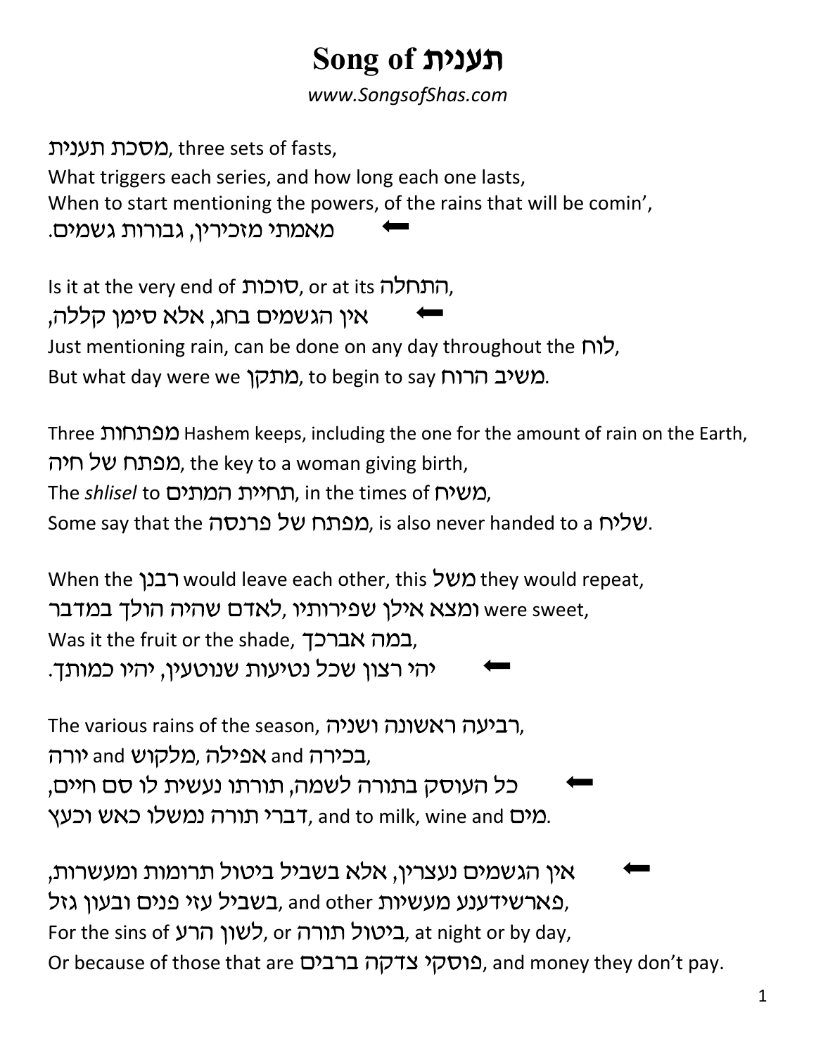# Song of תענית

*www.SongsofShas.com*

מסכת תענית, three sets of fasts,
What triggers each series, and how long each one lasts,
When to start mentioning the powers, of the rains that will be comin',
⬅ מאמתי מזכירין, גבורות גשמים.

Is it at the very end of סוכות, or at its התחלה,
⬅ אין הגשמים בחג, אלא סימן קללה,
Just mentioning rain, can be done on any day throughout the לוח,
But what day were we מתקן, to begin to say משיב הרוח.

Three מפתחות Hashem keeps, including the one for the amount of rain on the Earth,
מפתח של חיה, the key to a woman giving birth,
The *shlisel* to תחיית המתים, in the times of משיח,
Some say that the מפתח של פרנסה, is also never handed to a שליח.

When the רבנן would leave each other, this משל they would repeat,
לאדם שהיה הולך במדבר, ומצא אילן שפירותיו were sweet,
Was it the fruit or the shade, במה אברכך,
⬅ יהי רצון שכל נטיעות שנוטעין, יהיו כמותך.

The various rains of the season, רביעה ראשונה ושניה,
יורה and מלקוש, אפילה and בכירה,
⬅ כל העוסק בתורה לשמה, תורתו נעשית לו סם חיים,
דברי תורה נמשלו כאש וכעץ, and to milk, wine and מים.

⬅ אין הגשמים נעצרין, אלא בשביל ביטול תרומות ומעשרות,
בשביל עזי פנים ובעון גזל, and other פארשידענע מעשיות,
For the sins of לשון הרע, or ביטול תורה, at night or by day,
Or because of those that are פוסקי צדקה ברבים, and money they don't pay.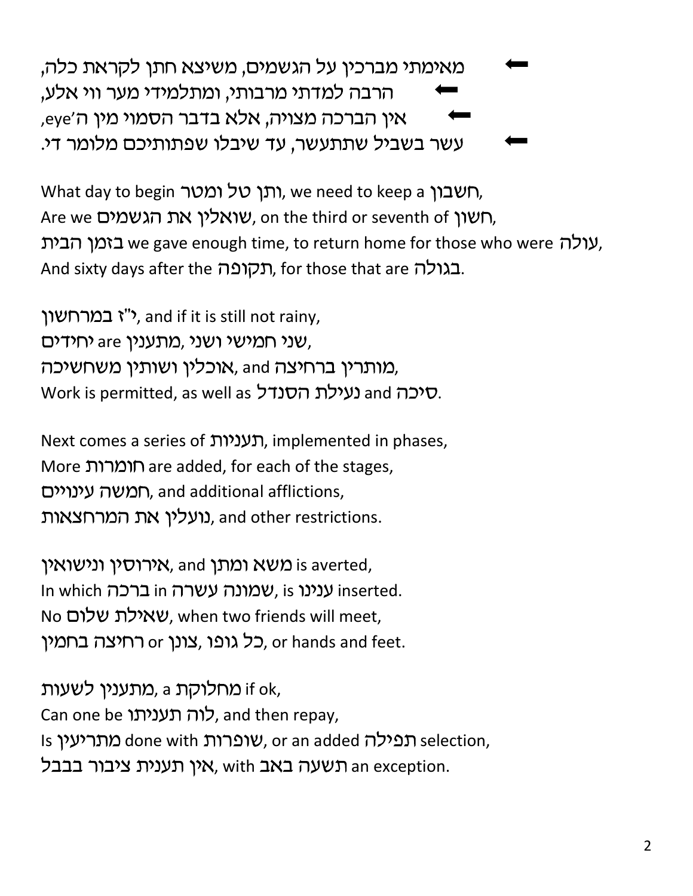⬅ מאימתי מברכין על הגשמים, משיצא חתן לקראת כלה,
⬅ הרבה למדתי מרבותי, ומתלמידי מער ווי אלע,
⬅ אין הברכה מצויה, אלא בדבר הסמוי מין ה'eye,
⬅ עשר בשביל שתתעשר, עד שיבלו שפתותיכם מלומר די.

What day to begin ותן טל ומטר, we need to keep a חשבון,
Are we שואלין את הגשמים, on the third or seventh of חשון,
בזמן הבית we gave enough time, to return home for those who were עולה,
And sixty days after the תקופה, for those that are בגולה.

י"ז במרחשון, and if it is still not rainy,
יחידים are מתענין ,שני חמישי ושני,
מותרין ברחיצה and ,אוכלין ושותין משחשיכה,
Work is permitted, as well as נעילת הסנדל and סיכה.

Next comes a series of תעניות, implemented in phases,
More חומרות are added, for each of the stages,
חמשה עינויים, and additional afflictions,
נועלין את המרחצאות, and other restrictions.

אירוסין ונישואין, and משא ומתן is averted,
In which ברכה in שמונה עשרה, is עננו inserted.
No שאילת שלום, when two friends will meet,
רחיצה בחמין or ,כל גופו ,צונן, or hands and feet.

מתענין לשעות, a מחלוקת if ok,
Can one be לוה תעניתו, and then repay,
Is מתריעין done with שופרות, or an added תפילה selection,
אין תענית ציבור בבבל, with תשעה באב an exception.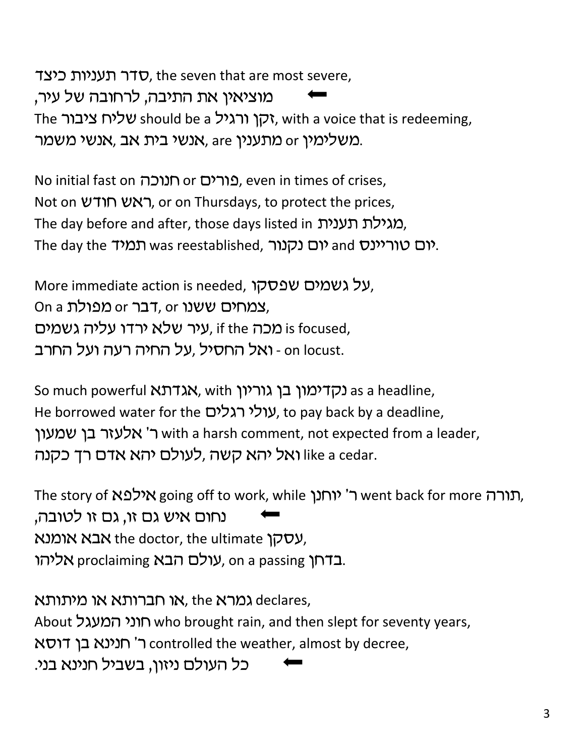סדר תעניות כיצד, the seven that are most severe,
⬅ מוציאין את התיבה, לרחובה של עיר,
The שליח ציבור should be a זקן ורגיל, with a voice that is redeeming,
אנשי משמר, אנשי בית אב, are מתענין or משלימין.

No initial fast on חנוכה or פורים, even in times of crises,
Not on ראש חודש, or on Thursdays, to protect the prices,
The day before and after, those days listed in מגילת תענית,
The day the תמיד was reestablished, יום נקנור and יום טוריינס.

More immediate action is needed, על גשמים שפסקו,
On a מפולת or דבר, or צמחים ששנו,
עיר שלא ירדו עליה גשמים, if the מכה is focused,
על החיה רעה ועל החרב, ואל החסיל - on locust.

So much powerful אגדתא, with נקדימון בן גוריון as a headline,
He borrowed water for the עולי רגלים, to pay back by a deadline,
ר' אלעזר בן שמעון with a harsh comment, not expected from a leader,
לעולם יהא אדם רך כקנה, ואל יהא קשה like a cedar.

The story of אילפא going off to work, while ר' יוחנן went back for more תורה,
⬅ נחום איש גם זו, גם זו לטובה,
אבא אומנא the doctor, the ultimate עסקן,
אליהו proclaiming עולם הבא, on a passing בדחן.

או חברותא או מיתותא, the גמרא declares,
About חוני המעגל who brought rain, and then slept for seventy years,
ר' חנינא בן דוסא controlled the weather, almost by decree,
⬅ כל העולם ניזון, בשביל חנינא בני.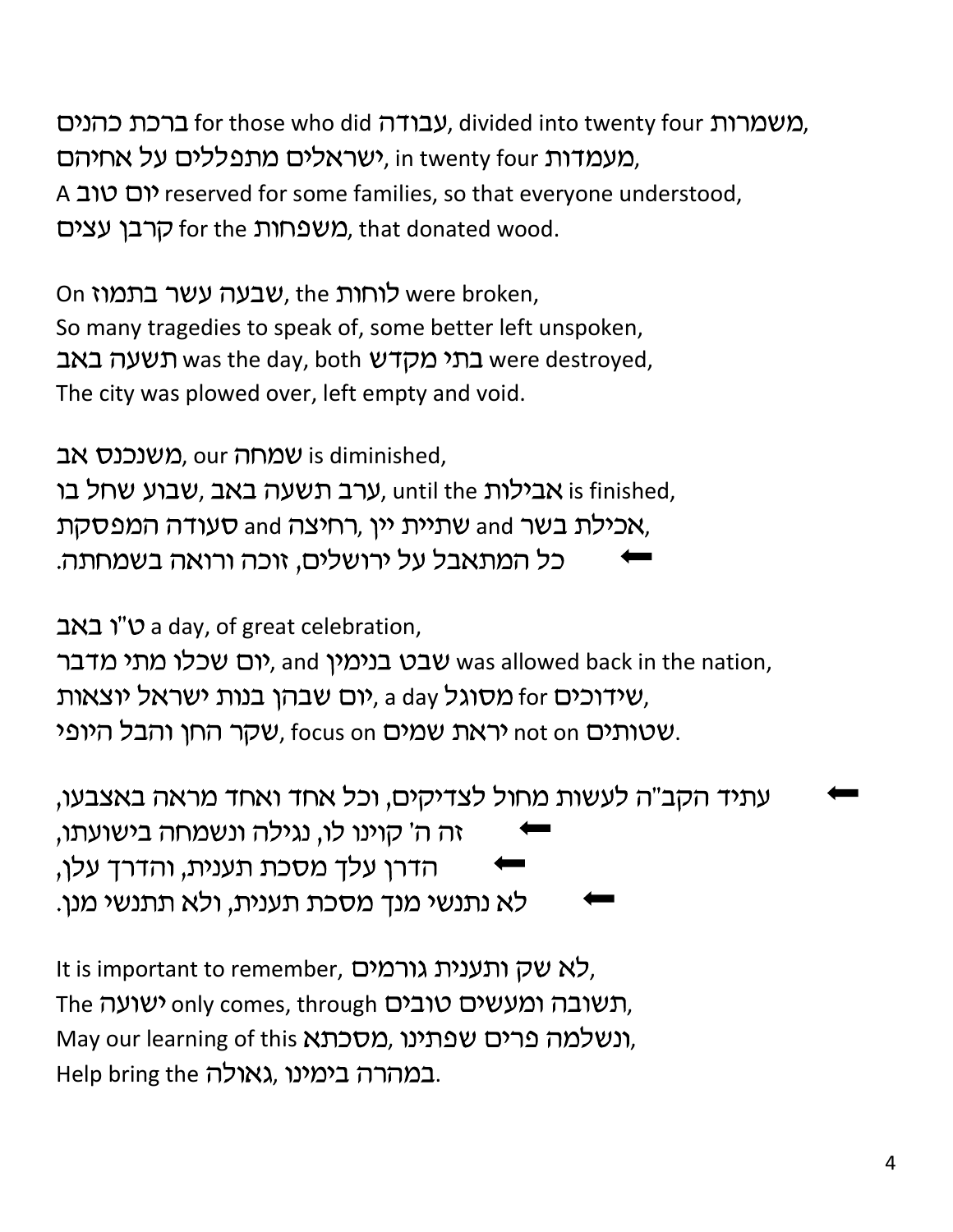ברכת כהנים for those who did עבודה, divided into twenty four משמרות,
ישראלים מתפללים על אחיהם, in twenty four מעמדות,
A יום טוב reserved for some families, so that everyone understood,
קרבן עצים for the משפחות, that donated wood.

On שבעה עשר בתמוז, the לוחות were broken,
So many tragedies to speak of, some better left unspoken,
תשעה באב was the day, both בתי מקדש were destroyed,
The city was plowed over, left empty and void.

משנכנס אב, our שמחה is diminished,
ערב תשעה באב, שבוע שחל בו, until the אבילות is finished,
אכילת בשר and שתיית יין, רחיצה and סעודה המפסקת,
⬅ כל המתאבל על ירושלים, זוכה ורואה בשמחתה.

ט"ו באב a day, of great celebration,
יום שכלו מתי מדבר, and שבט בנימין was allowed back in the nation,
יום שבהן בנות ישראל יוצאות, a day מסוגל for שידוכים,
שקר החן והבל היופי, focus on יראת שמים not on שטותים.

⬅ עתיד הקב"ה לעשות מחול לצדיקים, וכל אחד ואחד מראה באצבעו,
⬅ זה ה' קוינו לו, נגילה ונשמחה בישועתו,
⬅ הדרן עלך מסכת תענית, והדרך עלן,
⬅ לא נתנשי מנך מסכת תענית, ולא תתנשי מנן.

It is important to remember, לא שק ותענית גורמים,
The ישועה only comes, through תשובה ומעשים טובים,
May our learning of this מסכתא, ונשלמה פרים שפתינו,
Help bring the גאולה, במהרה בימינו.